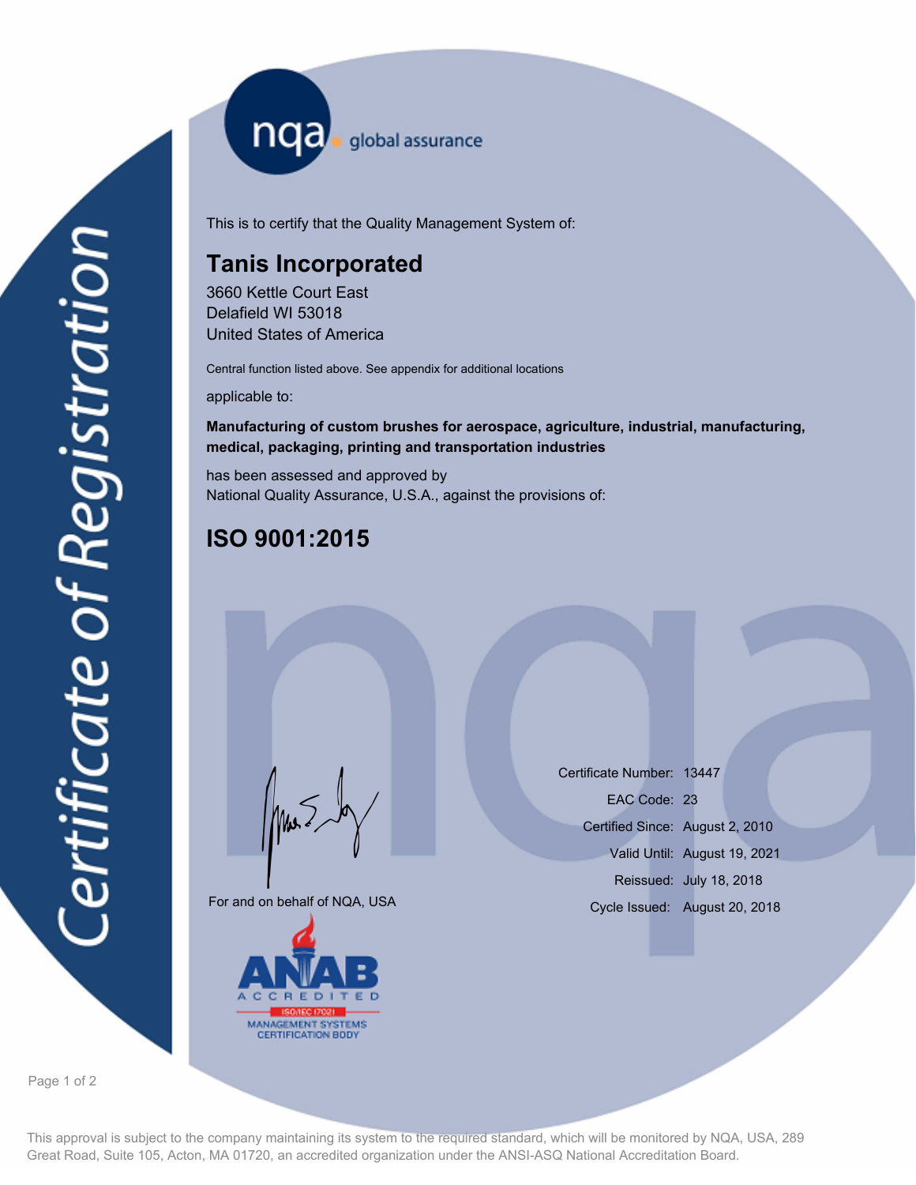# Certificate of Registration

nqa global assurance

This is to certify that the Quality Management System of:

## Tanis Incorporated

3660 Kettle Court East
Delafield WI 53018
United States of America

Central function listed above. See appendix for additional locations

applicable to:

**Manufacturing of custom brushes for aerospace, agriculture, industrial, manufacturing, medical, packaging, printing and transportation industries**

has been assessed and approved by
National Quality Assurance, U.S.A., against the provisions of:

## ISO 9001:2015

For and on behalf of NQA, USA

| | |
|---|---|
| Certificate Number: | 13447 |
| EAC Code: | 23 |
| Certified Since: | August 2, 2010 |
| Valid Until: | August 19, 2021 |
| Reissued: | July 18, 2018 |
| Cycle Issued: | August 20, 2018 |

ANAB ACCREDITED ISO/IEC 17021 MANAGEMENT SYSTEMS CERTIFICATION BODY

This approval is subject to the company maintaining its system to the required standard, which will be monitored by NQA, USA, 289 Great Road, Suite 105, Acton, MA 01720, an accredited organization under the ANSI-ASQ National Accreditation Board.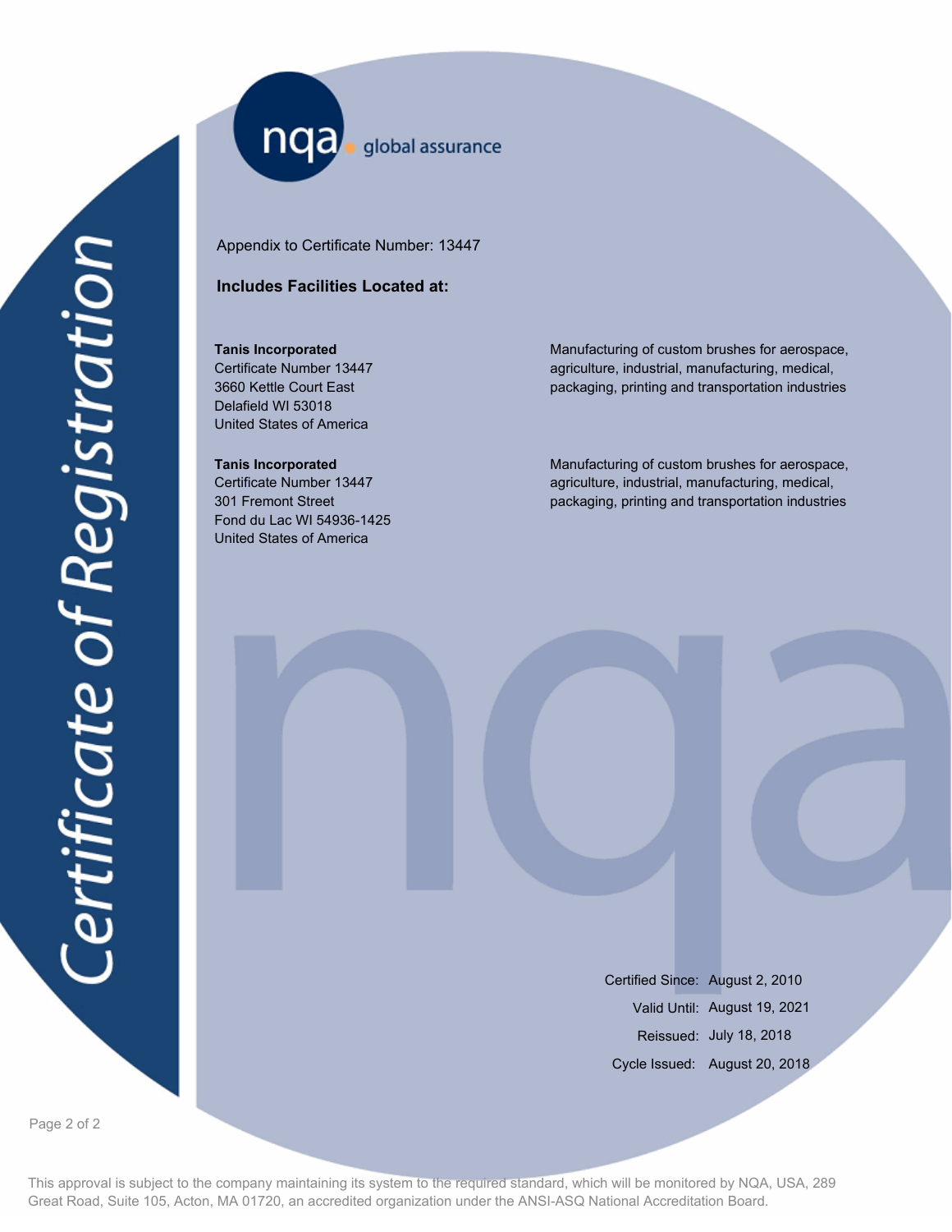Certificate of Registration

nqa global assurance

Appendix to Certificate Number: 13447

**Includes Facilities Located at:**

**Tanis Incorporated**
Certificate Number 13447
3660 Kettle Court East
Delafield WI 53018
United States of America

Manufacturing of custom brushes for aerospace, agriculture, industrial, manufacturing, medical, packaging, printing and transportation industries

**Tanis Incorporated**
Certificate Number 13447
301 Fremont Street
Fond du Lac WI 54936-1425
United States of America

Manufacturing of custom brushes for aerospace, agriculture, industrial, manufacturing, medical, packaging, printing and transportation industries

Certified Since: August 2, 2010
Valid Until: August 19, 2021
Reissued: July 18, 2018
Cycle Issued: August 20, 2018

This approval is subject to the company maintaining its system to the required standard, which will be monitored by NQA, USA, 289 Great Road, Suite 105, Acton, MA 01720, an accredited organization under the ANSI-ASQ National Accreditation Board.